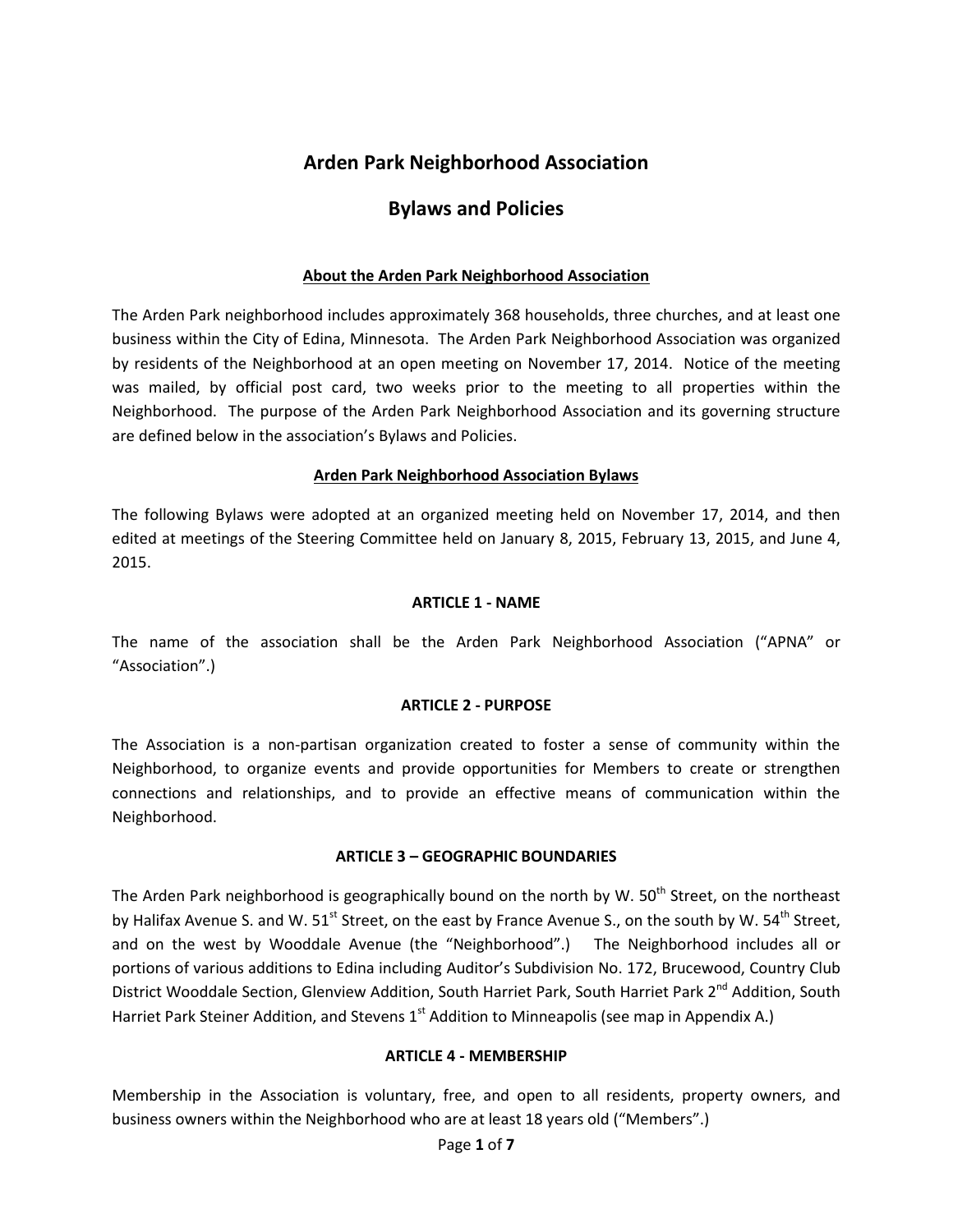# Arden Park Neighborhood Association

## Bylaws and Policies

### About the Arden Park Neighborhood Association

The Arden Park neighborhood includes approximately 368 households, three churches, and at least one business within the City of Edina, Minnesota. The Arden Park Neighborhood Association was organized by residents of the Neighborhood at an open meeting on November 17, 2014. Notice of the meeting was mailed, by official post card, two weeks prior to the meeting to all properties within the Neighborhood. The purpose of the Arden Park Neighborhood Association and its governing structure are defined below in the association's Bylaws and Policies.

### Arden Park Neighborhood Association Bylaws

The following Bylaws were adopted at an organized meeting held on November 17, 2014, and then edited at meetings of the Steering Committee held on January 8, 2015, February 13, 2015, and June 4, 2015.

#### ARTICLE 1 - NAME

The name of the association shall be the Arden Park Neighborhood Association ("APNA" or "Association".)

#### ARTICLE 2 - PURPOSE

The Association is a non-partisan organization created to foster a sense of community within the Neighborhood, to organize events and provide opportunities for Members to create or strengthen connections and relationships, and to provide an effective means of communication within the Neighborhood.

#### ARTICLE 3 – GEOGRAPHIC BOUNDARIES

The Arden Park neighborhood is geographically bound on the north by W. 50th Street, on the northeast by Halifax Avenue S. and W. 51st Street, on the east by France Avenue S., on the south by W. 54th Street, and on the west by Wooddale Avenue (the "Neighborhood".) The Neighborhood includes all or portions of various additions to Edina including Auditor's Subdivision No. 172, Brucewood, Country Club District Wooddale Section, Glenview Addition, South Harriet Park, South Harriet Park 2nd Addition, South Harriet Park Steiner Addition, and Stevens 1st Addition to Minneapolis (see map in Appendix A.)

#### ARTICLE 4 - MEMBERSHIP

Membership in the Association is voluntary, free, and open to all residents, property owners, and business owners within the Neighborhood who are at least 18 years old ("Members".)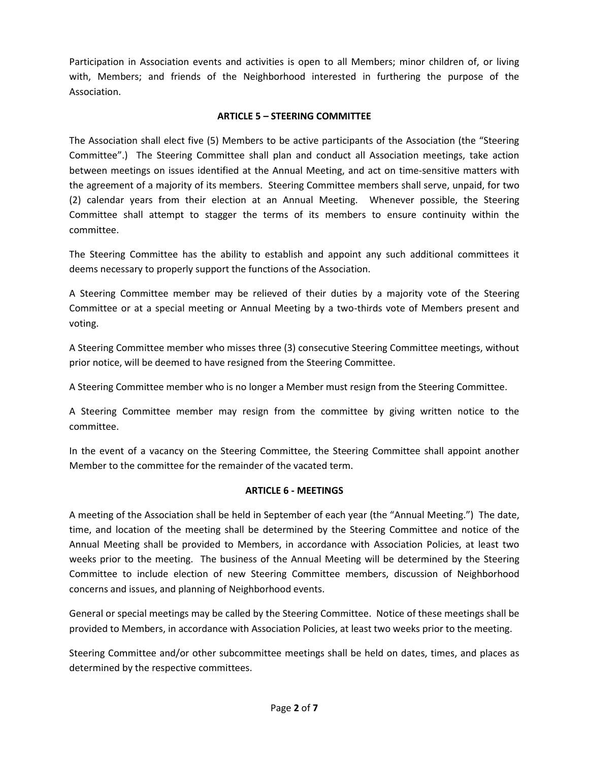Participation in Association events and activities is open to all Members; minor children of, or living with, Members; and friends of the Neighborhood interested in furthering the purpose of the Association.

## ARTICLE 5 – STEERING COMMITTEE

The Association shall elect five (5) Members to be active participants of the Association (the "Steering Committee".) The Steering Committee shall plan and conduct all Association meetings, take action between meetings on issues identified at the Annual Meeting, and act on time-sensitive matters with the agreement of a majority of its members. Steering Committee members shall serve, unpaid, for two (2) calendar years from their election at an Annual Meeting. Whenever possible, the Steering Committee shall attempt to stagger the terms of its members to ensure continuity within the committee.

The Steering Committee has the ability to establish and appoint any such additional committees it deems necessary to properly support the functions of the Association.

A Steering Committee member may be relieved of their duties by a majority vote of the Steering Committee or at a special meeting or Annual Meeting by a two-thirds vote of Members present and voting.

A Steering Committee member who misses three (3) consecutive Steering Committee meetings, without prior notice, will be deemed to have resigned from the Steering Committee.

A Steering Committee member who is no longer a Member must resign from the Steering Committee.

A Steering Committee member may resign from the committee by giving written notice to the committee.

In the event of a vacancy on the Steering Committee, the Steering Committee shall appoint another Member to the committee for the remainder of the vacated term.

## ARTICLE 6 - MEETINGS

A meeting of the Association shall be held in September of each year (the "Annual Meeting.") The date, time, and location of the meeting shall be determined by the Steering Committee and notice of the Annual Meeting shall be provided to Members, in accordance with Association Policies, at least two weeks prior to the meeting. The business of the Annual Meeting will be determined by the Steering Committee to include election of new Steering Committee members, discussion of Neighborhood concerns and issues, and planning of Neighborhood events.

General or special meetings may be called by the Steering Committee. Notice of these meetings shall be provided to Members, in accordance with Association Policies, at least two weeks prior to the meeting.

Steering Committee and/or other subcommittee meetings shall be held on dates, times, and places as determined by the respective committees.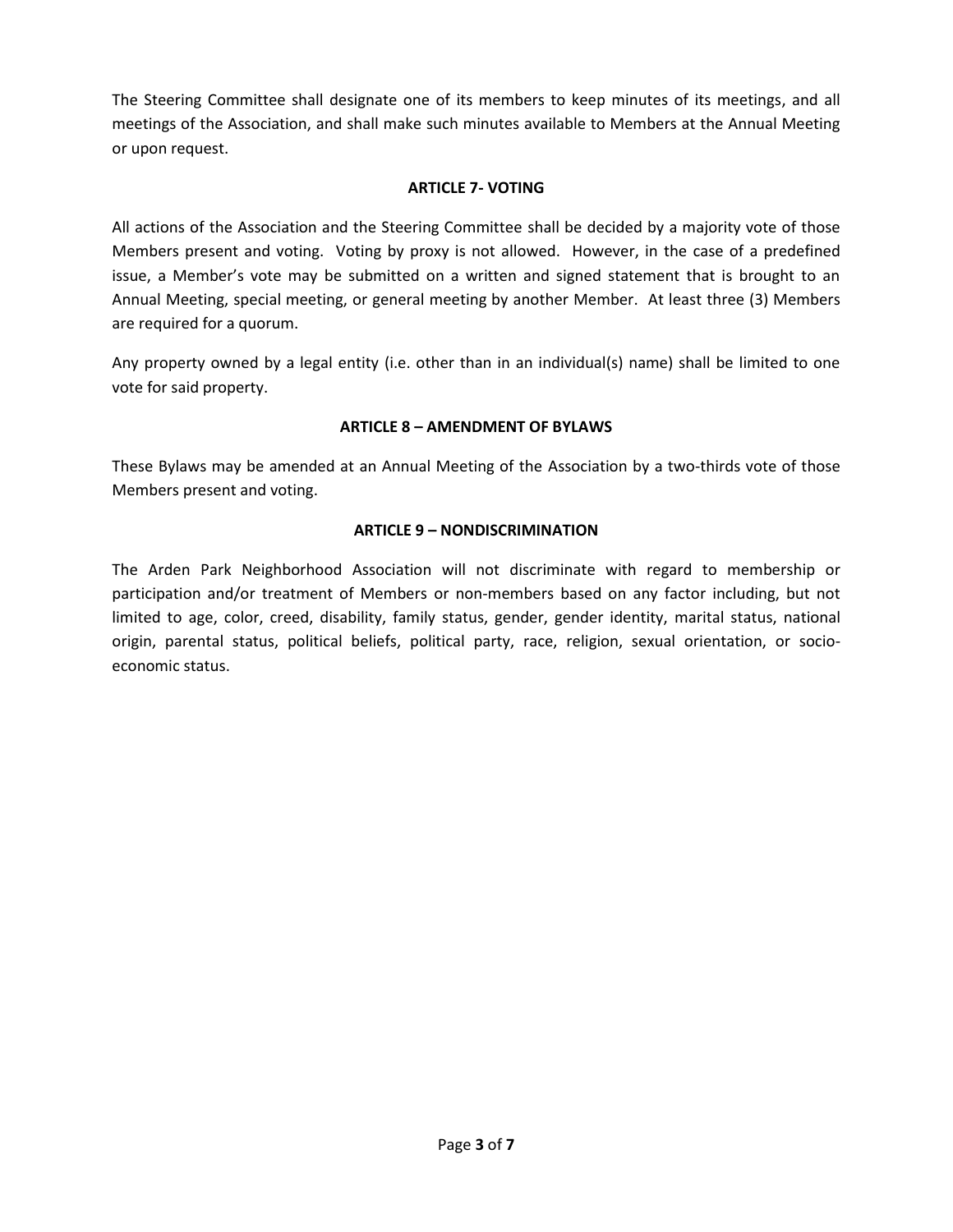The Steering Committee shall designate one of its members to keep minutes of its meetings, and all meetings of the Association, and shall make such minutes available to Members at the Annual Meeting or upon request.

## ARTICLE 7- VOTING

All actions of the Association and the Steering Committee shall be decided by a majority vote of those Members present and voting. Voting by proxy is not allowed. However, in the case of a predefined issue, a Member's vote may be submitted on a written and signed statement that is brought to an Annual Meeting, special meeting, or general meeting by another Member. At least three (3) Members are required for a quorum.

Any property owned by a legal entity (i.e. other than in an individual(s) name) shall be limited to one vote for said property.

## ARTICLE 8 – AMENDMENT OF BYLAWS

These Bylaws may be amended at an Annual Meeting of the Association by a two-thirds vote of those Members present and voting.

## ARTICLE 9 – NONDISCRIMINATION

The Arden Park Neighborhood Association will not discriminate with regard to membership or participation and/or treatment of Members or non-members based on any factor including, but not limited to age, color, creed, disability, family status, gender, gender identity, marital status, national origin, parental status, political beliefs, political party, race, religion, sexual orientation, or socio-economic status.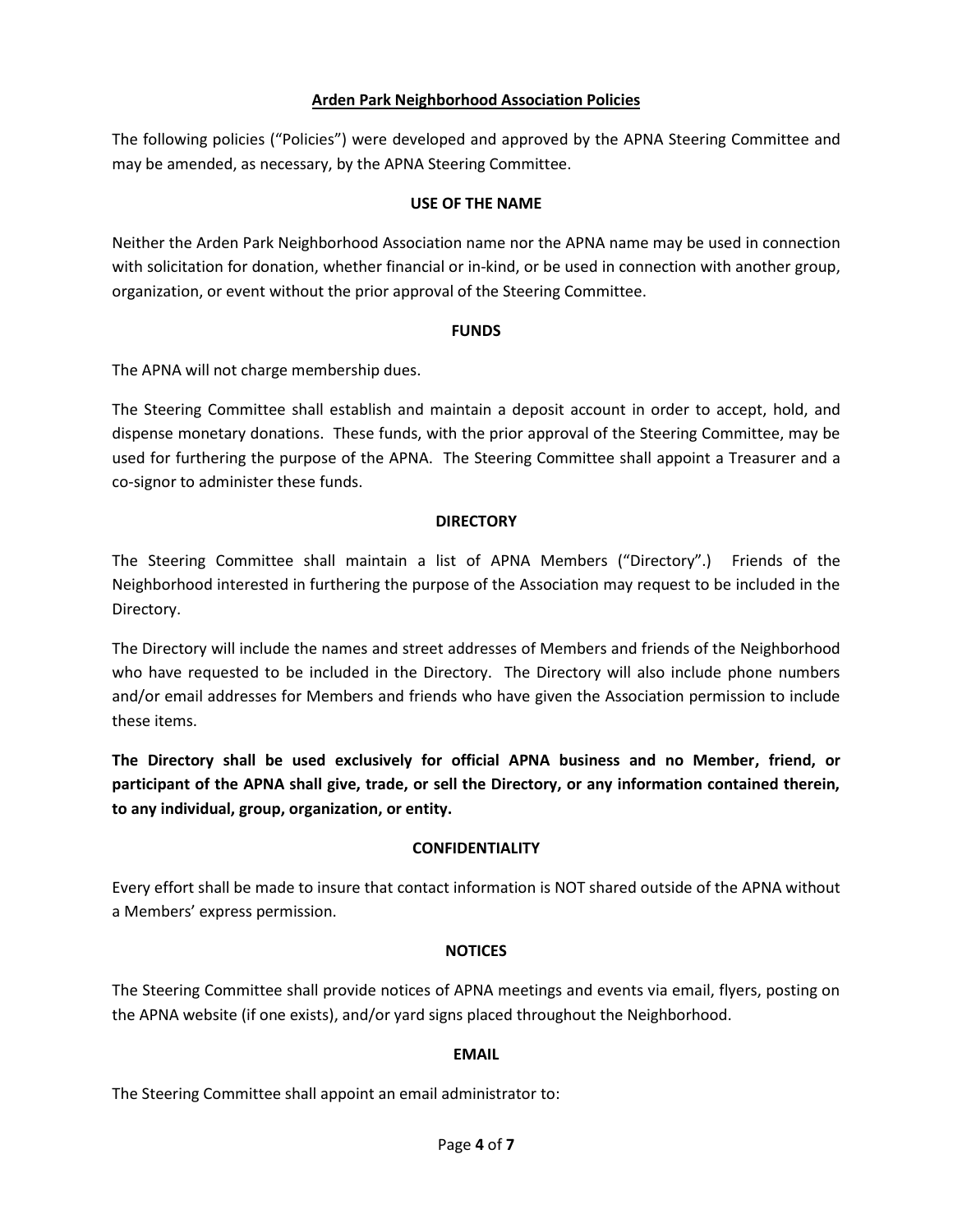## Arden Park Neighborhood Association Policies

The following policies ("Policies") were developed and approved by the APNA Steering Committee and may be amended, as necessary, by the APNA Steering Committee.

### USE OF THE NAME

Neither the Arden Park Neighborhood Association name nor the APNA name may be used in connection with solicitation for donation, whether financial or in-kind, or be used in connection with another group, organization, or event without the prior approval of the Steering Committee.

### FUNDS

The APNA will not charge membership dues.

The Steering Committee shall establish and maintain a deposit account in order to accept, hold, and dispense monetary donations. These funds, with the prior approval of the Steering Committee, may be used for furthering the purpose of the APNA. The Steering Committee shall appoint a Treasurer and a co-signor to administer these funds.

### DIRECTORY

The Steering Committee shall maintain a list of APNA Members ("Directory".) Friends of the Neighborhood interested in furthering the purpose of the Association may request to be included in the Directory.

The Directory will include the names and street addresses of Members and friends of the Neighborhood who have requested to be included in the Directory. The Directory will also include phone numbers and/or email addresses for Members and friends who have given the Association permission to include these items.

**The Directory shall be used exclusively for official APNA business and no Member, friend, or participant of the APNA shall give, trade, or sell the Directory, or any information contained therein, to any individual, group, organization, or entity.**

### CONFIDENTIALITY

Every effort shall be made to insure that contact information is NOT shared outside of the APNA without a Members' express permission.

### NOTICES

The Steering Committee shall provide notices of APNA meetings and events via email, flyers, posting on the APNA website (if one exists), and/or yard signs placed throughout the Neighborhood.

### EMAIL

The Steering Committee shall appoint an email administrator to: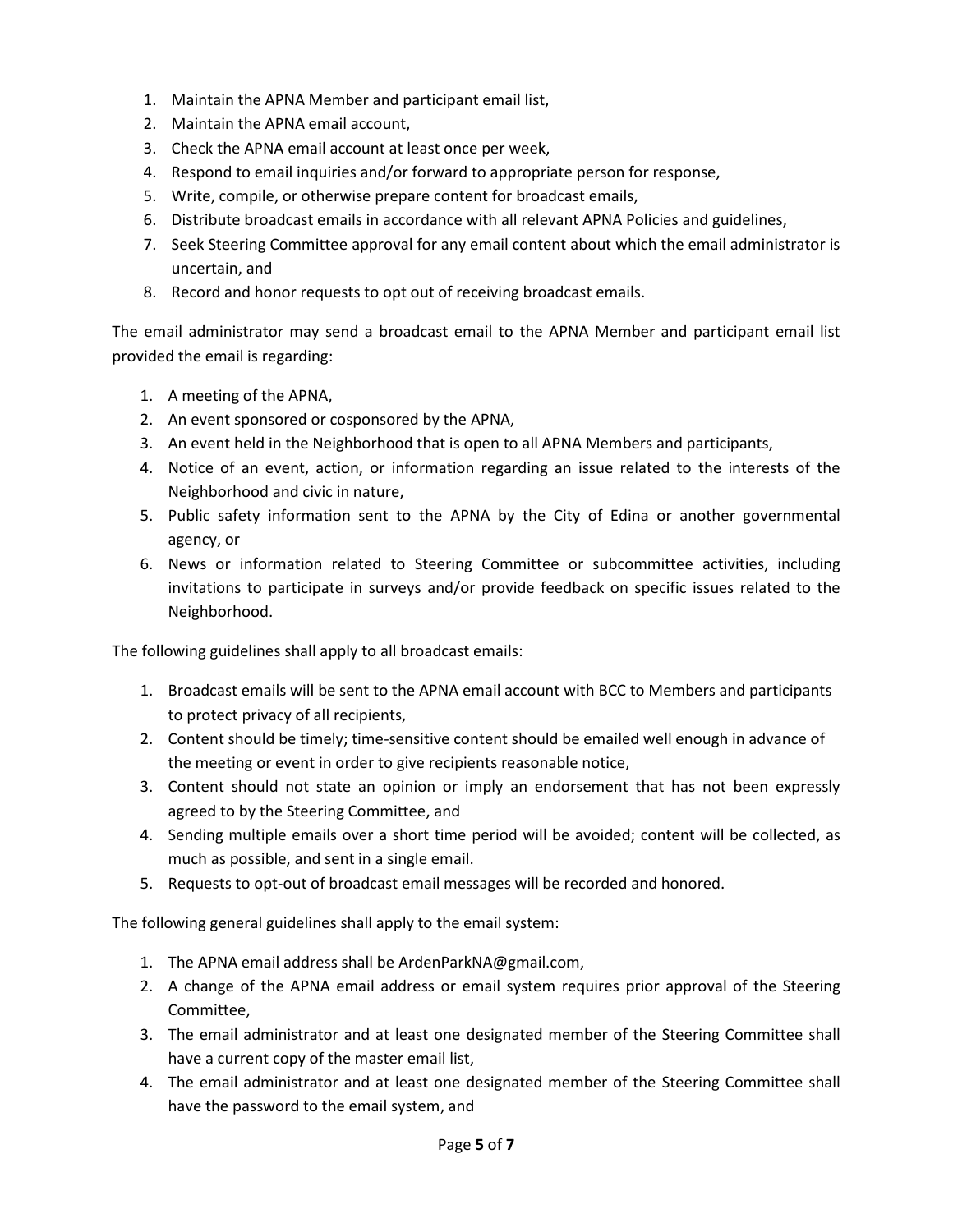1. Maintain the APNA Member and participant email list,
2. Maintain the APNA email account,
3. Check the APNA email account at least once per week,
4. Respond to email inquiries and/or forward to appropriate person for response,
5. Write, compile, or otherwise prepare content for broadcast emails,
6. Distribute broadcast emails in accordance with all relevant APNA Policies and guidelines,
7. Seek Steering Committee approval for any email content about which the email administrator is uncertain, and
8. Record and honor requests to opt out of receiving broadcast emails.

The email administrator may send a broadcast email to the APNA Member and participant email list provided the email is regarding:

1. A meeting of the APNA,
2. An event sponsored or cosponsored by the APNA,
3. An event held in the Neighborhood that is open to all APNA Members and participants,
4. Notice of an event, action, or information regarding an issue related to the interests of the Neighborhood and civic in nature,
5. Public safety information sent to the APNA by the City of Edina or another governmental agency, or
6. News or information related to Steering Committee or subcommittee activities, including invitations to participate in surveys and/or provide feedback on specific issues related to the Neighborhood.

The following guidelines shall apply to all broadcast emails:

1. Broadcast emails will be sent to the APNA email account with BCC to Members and participants to protect privacy of all recipients,
2. Content should be timely; time-sensitive content should be emailed well enough in advance of the meeting or event in order to give recipients reasonable notice,
3. Content should not state an opinion or imply an endorsement that has not been expressly agreed to by the Steering Committee, and
4. Sending multiple emails over a short time period will be avoided; content will be collected, as much as possible, and sent in a single email.
5. Requests to opt-out of broadcast email messages will be recorded and honored.

The following general guidelines shall apply to the email system:

1. The APNA email address shall be ArdenParkNA@gmail.com,
2. A change of the APNA email address or email system requires prior approval of the Steering Committee,
3. The email administrator and at least one designated member of the Steering Committee shall have a current copy of the master email list,
4. The email administrator and at least one designated member of the Steering Committee shall have the password to the email system, and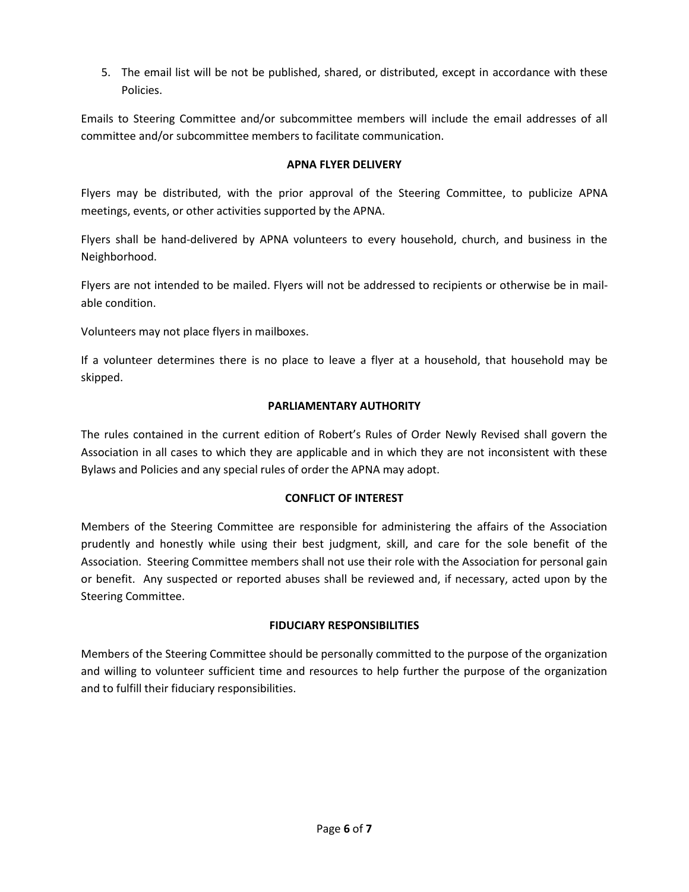5. The email list will be not be published, shared, or distributed, except in accordance with these Policies.

Emails to Steering Committee and/or subcommittee members will include the email addresses of all committee and/or subcommittee members to facilitate communication.

**APNA FLYER DELIVERY**

Flyers may be distributed, with the prior approval of the Steering Committee, to publicize APNA meetings, events, or other activities supported by the APNA.

Flyers shall be hand-delivered by APNA volunteers to every household, church, and business in the Neighborhood.

Flyers are not intended to be mailed. Flyers will not be addressed to recipients or otherwise be in mail-able condition.

Volunteers may not place flyers in mailboxes.

If a volunteer determines there is no place to leave a flyer at a household, that household may be skipped.

**PARLIAMENTARY AUTHORITY**

The rules contained in the current edition of Robert's Rules of Order Newly Revised shall govern the Association in all cases to which they are applicable and in which they are not inconsistent with these Bylaws and Policies and any special rules of order the APNA may adopt.

**CONFLICT OF INTEREST**

Members of the Steering Committee are responsible for administering the affairs of the Association prudently and honestly while using their best judgment, skill, and care for the sole benefit of the Association. Steering Committee members shall not use their role with the Association for personal gain or benefit. Any suspected or reported abuses shall be reviewed and, if necessary, acted upon by the Steering Committee.

**FIDUCIARY RESPONSIBILITIES**

Members of the Steering Committee should be personally committed to the purpose of the organization and willing to volunteer sufficient time and resources to help further the purpose of the organization and to fulfill their fiduciary responsibilities.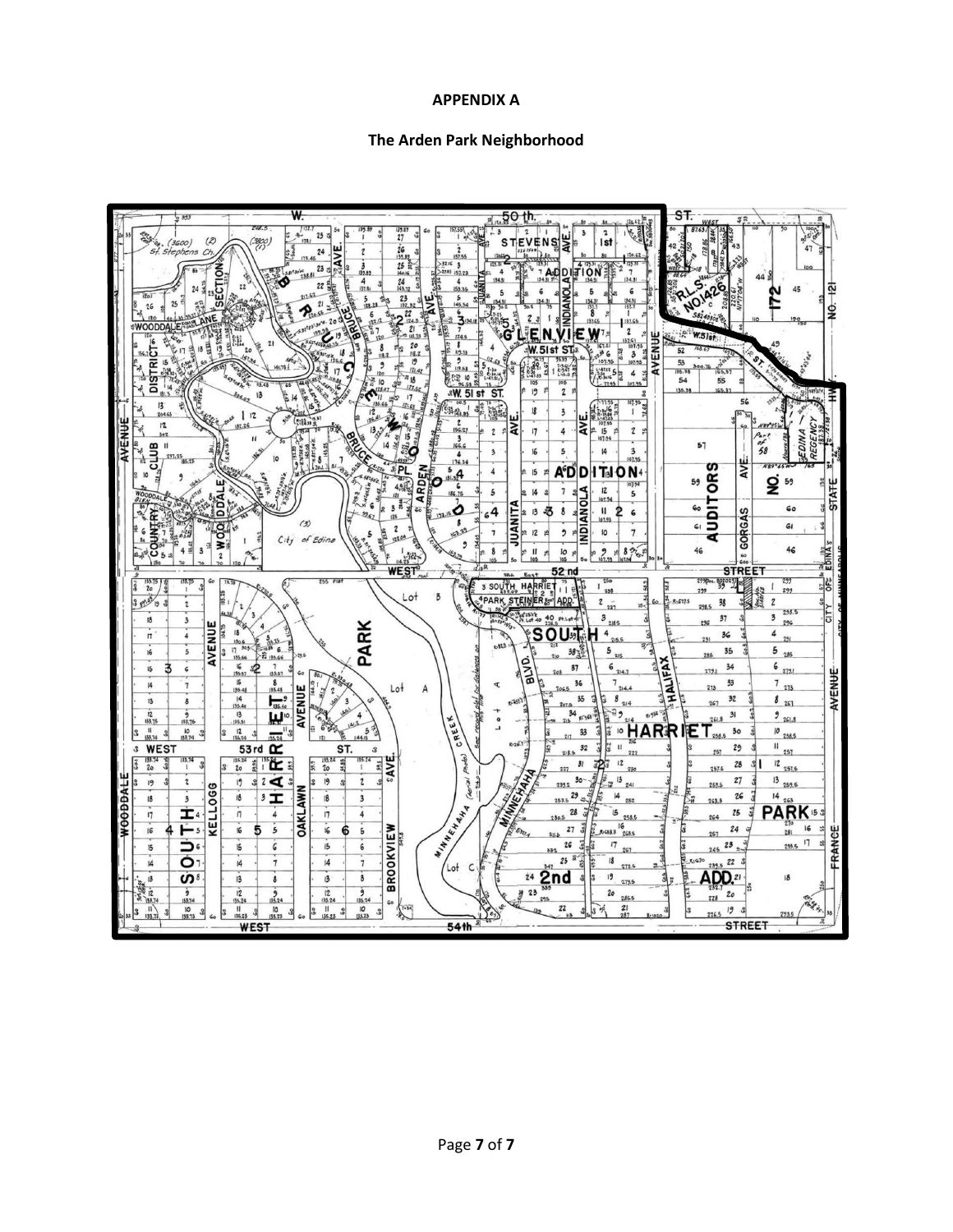**APPENDIX A**

**The Arden Park Neighborhood**